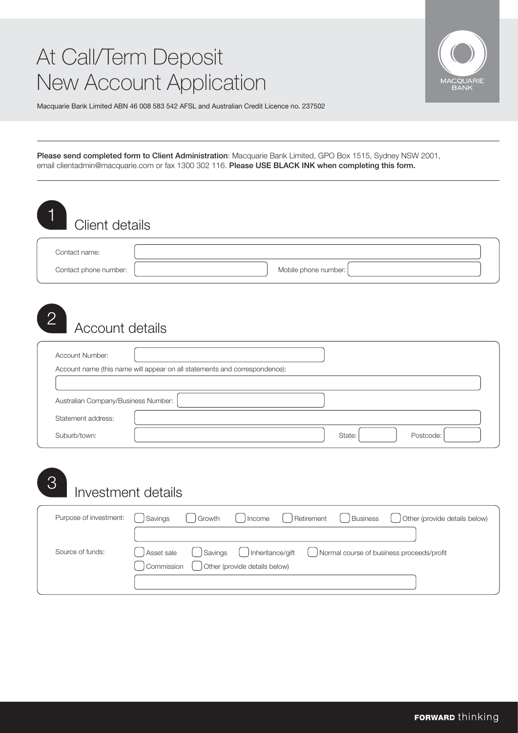# At Call/Term Deposit New Account Application

Macquarie Bank Limited ABN 46 008 583 542 AFSL and Australian Credit Licence no. 237502

**Please send completed form to Client Administration**: Macquarie Bank Limited, GPO Box 1515, Sydney NSW 2001, email clientadmin@macquarie.com or fax 1300 302 116. **Please USE BLACK INK when completing this form.**

## 1 Client details

Contact name:

Contact phone number: Mobile phone number:

## 2 Account details

Account Number:

Account name (this name will appear on all statements and correspondence):

Australian Company/Business Number:

Statement address:

Suburb/town: State: Postcode:

## 3 Investment details

Purpose of investment:

- ☐ Savings
- ☐ Growth
- ☐ Income
- ☐ Retirement
- ☐ Business
- ☐ Other (provide details below)

Source of funds:

- ☐ Asset sale
- ☐ Savings
- ☐ Inheritance/gift
- ☐ Normal course of business proceeds/profit
- ☐ Commission
- ☐ Other (provide details below)

**FORWARD** thinking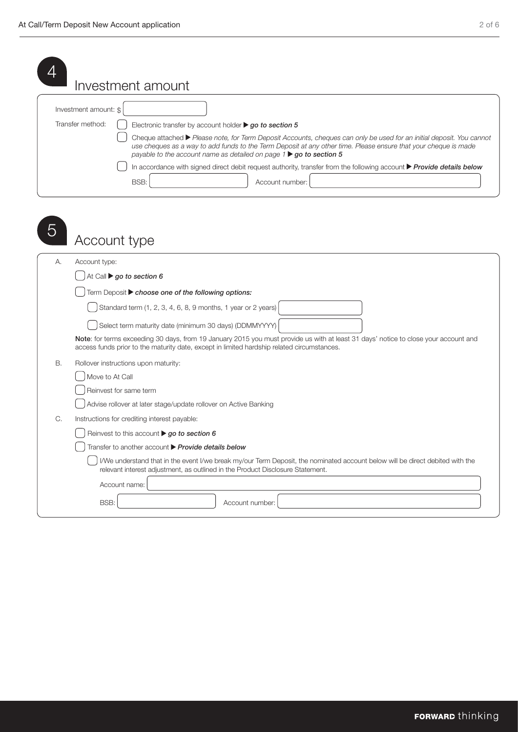## 4 Investment amount

Investment amount: $ \_\_\_\_\_\_\_\_

Transfer method:

- ☐ Electronic transfer by account holder ▶ ***go to section 5***
- ☐ Cheque attached ▶ *Please note, for Term Deposit Accounts, cheques can only be used for an initial deposit. You cannot use cheques as a way to add funds to the Term Deposit at any other time. Please ensure that your cheque is made payable to the account name as detailed on page 1* ▶ ***go to section 5***
- ☐ In accordance with signed direct debit request authority, transfer from the following account ▶ ***Provide details below***

  BSB: \_\_\_\_\_\_\_\_ Account number: \_\_\_\_\_\_\_\_

## 5 Account type

A. Account type:

- ☐ At Call ▶ ***go to section 6***
- ☐ Term Deposit ▶ ***choose one of the following options:***
  - ☐ Standard term (1, 2, 3, 4, 6, 8, 9 months, 1 year or 2 years) \_\_\_\_\_\_\_\_
  - ☐ Select term maturity date (minimum 30 days) (DDMMYYYY) \_\_\_\_\_\_\_\_

**Note**: for terms exceeding 30 days, from 19 January 2015 you must provide us with at least 31 days' notice to close your account and access funds prior to the maturity date, except in limited hardship related circumstances.

B. Rollover instructions upon maturity:

- ☐ Move to At Call
- ☐ Reinvest for same term
- ☐ Advise rollover at later stage/update rollover on Active Banking

C. Instructions for crediting interest payable:

- ☐ Reinvest to this account ▶ ***go to section 6***
- ☐ Transfer to another account ▶ ***Provide details below***
  - ☐ I/We understand that in the event I/we break my/our Term Deposit, the nominated account below will be direct debited with the relevant interest adjustment, as outlined in the Product Disclosure Statement.

  Account name: \_\_\_\_\_\_\_\_

  BSB: \_\_\_\_\_\_\_\_ Account number: \_\_\_\_\_\_\_\_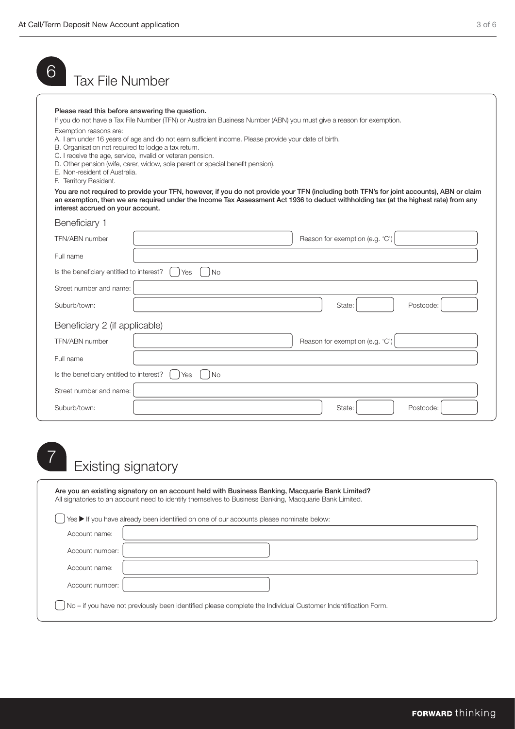## 6 Tax File Number

**Please read this before answering the question.**

If you do not have a Tax File Number (TFN) or Australian Business Number (ABN) you must give a reason for exemption.

Exemption reasons are:

A. I am under 16 years of age and do not earn sufficient income. Please provide your date of birth.
B. Organisation not required to lodge a tax return.
C. I receive the age, service, invalid or veteran pension.
D. Other pension (wife, carer, widow, sole parent or special benefit pension).
E. Non-resident of Australia.
F. Territory Resident.

**You are not required to provide your TFN, however, if you do not provide your TFN (including both TFN's for joint accounts), ABN or claim an exemption, then we are required under the Income Tax Assessment Act 1936 to deduct withholding tax (at the highest rate) from any interest accrued on your account.**

### Beneficiary 1

TFN/ABN number: ____________________ Reason for exemption (e.g. 'C'): __________

Full name: ____________________

Is the beneficiary entitled to interest? ☐ Yes ☐ No

Street number and name: ____________________

Suburb/town: ____________________ State: __________ Postcode: __________

### Beneficiary 2 (if applicable)

TFN/ABN number: ____________________ Reason for exemption (e.g. 'C'): __________

Full name: ____________________

Is the beneficiary entitled to interest? ☐ Yes ☐ No

Street number and name: ____________________

Suburb/town: ____________________ State: __________ Postcode: __________

## 7 Existing signatory

**Are you an existing signatory on an account held with Business Banking, Macquarie Bank Limited?**
All signatories to an account need to identify themselves to Business Banking, Macquarie Bank Limited.

☐ Yes ▶ If you have already been identified on one of our accounts please nominate below:

Account name: ____________________

Account number: ____________________

Account name: ____________________

Account number: ____________________

☐ No – if you have not previously been identified please complete the Individual Customer Indentification Form.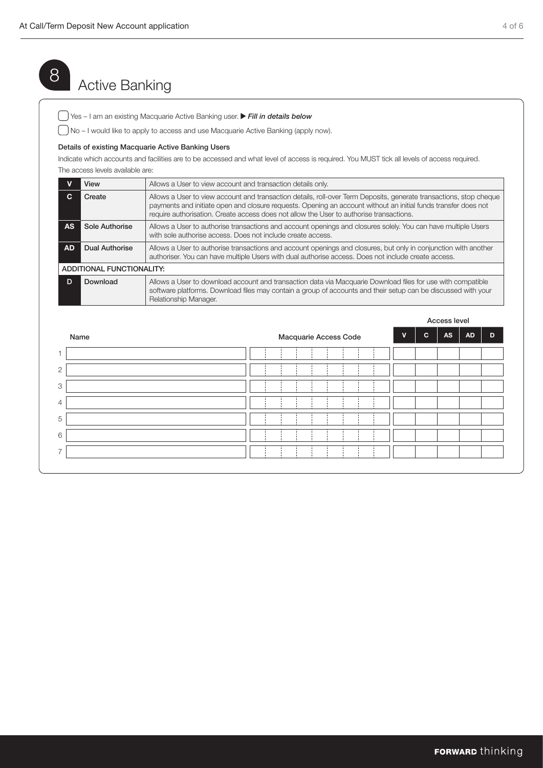## 8 Active Banking

☐ Yes – I am an existing Macquarie Active Banking user. ▶ ***Fill in details below***

☐ No – I would like to apply to access and use Macquarie Active Banking (apply now).

**Details of existing Macquarie Active Banking Users**

Indicate which accounts and facilities are to be accessed and what level of access is required. You MUST tick all levels of access required.

The access levels available are:

| | | |
|---|---|---|
| **V** | **View** | Allows a User to view account and transaction details only. |
| **C** | **Create** | Allows a User to view account and transaction details, roll-over Term Deposits, generate transactions, stop cheque payments and initiate open and closure requests. Opening an account without an initial funds transfer does not require authorisation. Create access does not allow the User to authorise transactions. |
| **AS** | **Sole Authorise** | Allows a User to authorise transactions and account openings and closures solely. You can have multiple Users with sole authorise access. Does not include create access. |
| **AD** | **Dual Authorise** | Allows a User to authorise transactions and account openings and closures, but only in conjunction with another authoriser. You can have multiple Users with dual authorise access. Does not include create access. |
| **ADDITIONAL FUNCTIONALITY:** | | |
| **D** | **Download** | Allows a User to download account and transaction data via Macquarie Download files for use with compatible software platforms. Download files may contain a group of accounts and their setup can be discussed with your Relationship Manager. |

| | Name | Macquarie Access Code | Access level V | C | AS | AD | D |
|---|---|---|---|---|---|---|---|
| 1 | | | | | | | |
| 2 | | | | | | | |
| 3 | | | | | | | |
| 4 | | | | | | | |
| 5 | | | | | | | |
| 6 | | | | | | | |
| 7 | | | | | | | |

**FORWARD** thinking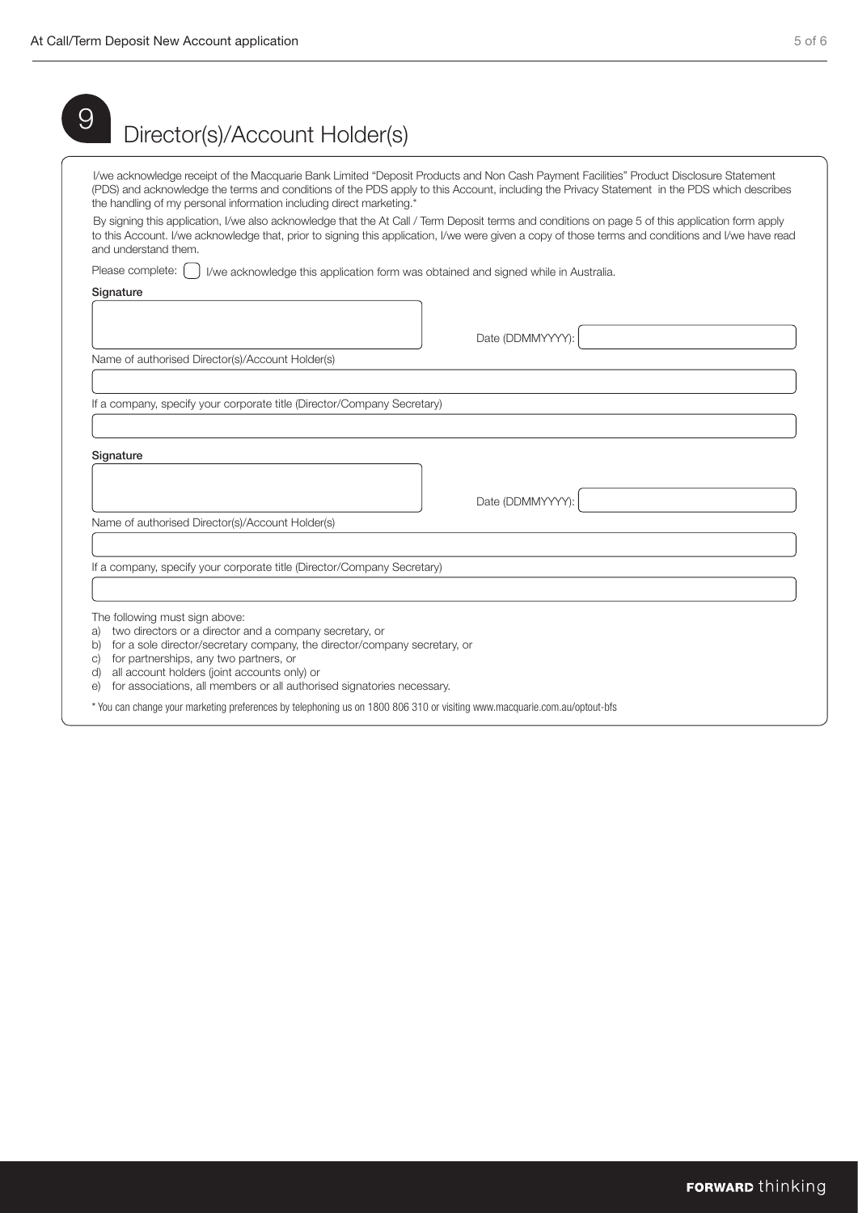## 9 Director(s)/Account Holder(s)

I/we acknowledge receipt of the Macquarie Bank Limited "Deposit Products and Non Cash Payment Facilities" Product Disclosure Statement (PDS) and acknowledge the terms and conditions of the PDS apply to this Account, including the Privacy Statement in the PDS which describes the handling of my personal information including direct marketing.*

By signing this application, I/we also acknowledge that the At Call / Term Deposit terms and conditions on page 5 of this application form apply to this Account. I/we acknowledge that, prior to signing this application, I/we were given a copy of those terms and conditions and I/we have read and understand them.

Please complete: ☐ I/we acknowledge this application form was obtained and signed while in Australia.

**Signature**

Date (DDMMYYYY):

Name of authorised Director(s)/Account Holder(s)

If a company, specify your corporate title (Director/Company Secretary)

**Signature**

Date (DDMMYYYY):

Name of authorised Director(s)/Account Holder(s)

If a company, specify your corporate title (Director/Company Secretary)

The following must sign above:

a) two directors or a director and a company secretary, or
b) for a sole director/secretary company, the director/company secretary, or
c) for partnerships, any two partners, or
d) all account holders (joint accounts only) or
e) for associations, all members or all authorised signatories necessary.

* You can change your marketing preferences by telephoning us on 1800 806 310 or visiting www.macquarie.com.au/optout-bfs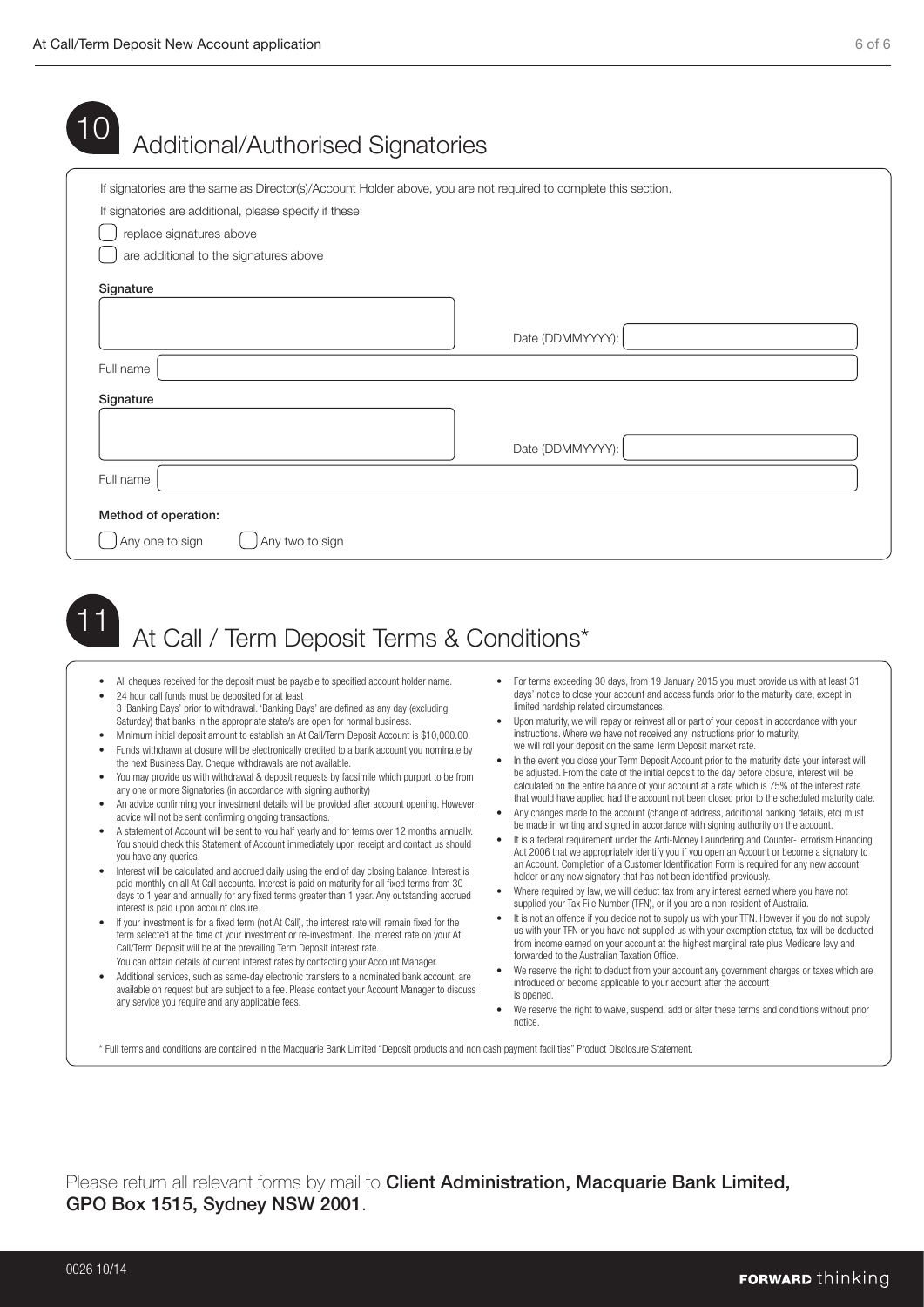## 10 Additional/Authorised Signatories

If signatories are the same as Director(s)/Account Holder above, you are not required to complete this section.

If signatories are additional, please specify if these:

- ☐ replace signatures above
- ☐ are additional to the signatures above

**Signature**

Date (DDMMYYYY):

Full name

**Signature**

Date (DDMMYYYY):

Full name

**Method of operation:**

☐ Any one to sign ☐ Any two to sign

## 11 At Call / Term Deposit Terms & Conditions*

- All cheques received for the deposit must be payable to specified account holder name.
- 24 hour call funds must be deposited for at least 3 'Banking Days' prior to withdrawal. 'Banking Days' are defined as any day (excluding Saturday) that banks in the appropriate state/s are open for normal business.
- Minimum initial deposit amount to establish an At Call/Term Deposit Account is $10,000.00.
- Funds withdrawn at closure will be electronically credited to a bank account you nominate by the next Business Day. Cheque withdrawals are not available.
- You may provide us with withdrawal & deposit requests by facsimile which purport to be from any one or more Signatories (in accordance with signing authority)
- An advice confirming your investment details will be provided after account opening. However, advice will not be sent confirming ongoing transactions.
- A statement of Account will be sent to you half yearly and for terms over 12 months annually. You should check this Statement of Account immediately upon receipt and contact us should you have any queries.
- Interest will be calculated and accrued daily using the end of day closing balance. Interest is paid monthly on all At Call accounts. Interest is paid on maturity for all fixed terms from 30 days to 1 year and annually for any fixed terms greater than 1 year. Any outstanding accrued interest is paid upon account closure.
- If your investment is for a fixed term (not At Call), the interest rate will remain fixed for the term selected at the time of your investment or re-investment. The interest rate on your At Call/Term Deposit will be at the prevailing Term Deposit interest rate. You can obtain details of current interest rates by contacting your Account Manager.
- Additional services, such as same-day electronic transfers to a nominated bank account, are available on request but are subject to a fee. Please contact your Account Manager to discuss any service you require and any applicable fees.
- For terms exceeding 30 days, from 19 January 2015 you must provide us with at least 31 days' notice to close your account and access funds prior to the maturity date, except in limited hardship related circumstances.
- Upon maturity, we will repay or reinvest all or part of your deposit in accordance with your instructions. Where we have not received any instructions prior to maturity, we will roll your deposit on the same Term Deposit market rate.
- In the event you close your Term Deposit Account prior to the maturity date your interest will be adjusted. From the date of the initial deposit to the day before closure, interest will be calculated on the entire balance of your account at a rate which is 75% of the interest rate that would have applied had the account not been closed prior to the scheduled maturity date.
- Any changes made to the account (change of address, additional banking details, etc) must be made in writing and signed in accordance with signing authority on the account.
- It is a federal requirement under the Anti-Money Laundering and Counter-Terrorism Financing Act 2006 that we appropriately identify you if you open an Account or become a signatory to an Account. Completion of a Customer Identification Form is required for any new account holder or any new signatory that has not been identified previously.
- Where required by law, we will deduct tax from any interest earned where you have not supplied your Tax File Number (TFN), or if you are a non-resident of Australia.
- It is not an offence if you decide not to supply us with your TFN. However if you do not supply us with your TFN or you have not supplied us with your exemption status, tax will be deducted from income earned on your account at the highest marginal rate plus Medicare levy and forwarded to the Australian Taxation Office.
- We reserve the right to deduct from your account any government charges or taxes which are introduced or become applicable to your account after the account is opened.
- We reserve the right to waive, suspend, add or alter these terms and conditions without prior notice.

* Full terms and conditions are contained in the Macquarie Bank Limited "Deposit products and non cash payment facilities" Product Disclosure Statement.

Please return all relevant forms by mail to **Client Administration, Macquarie Bank Limited, GPO Box 1515, Sydney NSW 2001**.

0026 10/14

**FORWARD** thinking